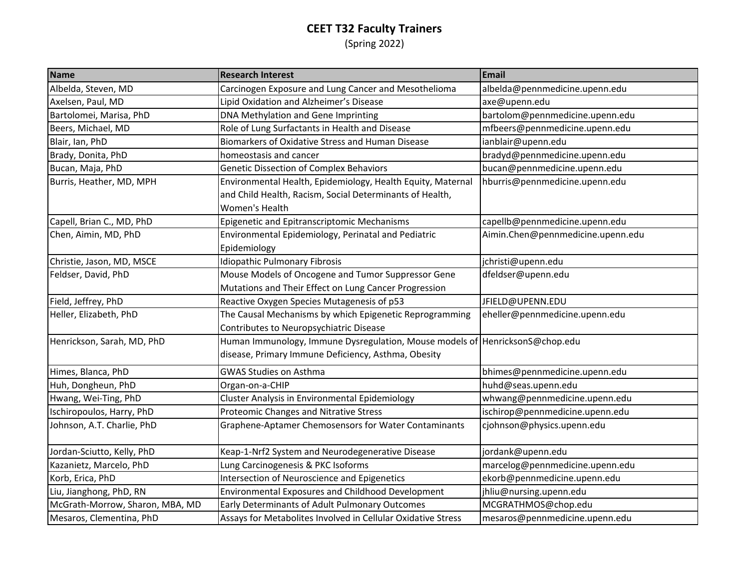# CEET T32 Faculty Trainers

(Spring 2022)

| Name | Research Interest | Email |
|---|---|---|
| Albelda, Steven, MD | Carcinogen Exposure and Lung Cancer and Mesothelioma | albelda@pennmedicine.upenn.edu |
| Axelsen, Paul, MD | Lipid Oxidation and Alzheimer's Disease | axe@upenn.edu |
| Bartolomei, Marisa, PhD | DNA Methylation and Gene Imprinting | bartolom@pennmedicine.upenn.edu |
| Beers, Michael, MD | Role of Lung Surfactants in Health and Disease | mfbeers@pennmedicine.upenn.edu |
| Blair, Ian, PhD | Biomarkers of Oxidative Stress and Human Disease | ianblair@upenn.edu |
| Brady, Donita, PhD | homeostasis and cancer | bradyd@pennmedicine.upenn.edu |
| Bucan, Maja, PhD | Genetic Dissection of Complex Behaviors | bucan@pennmedicine.upenn.edu |
| Burris, Heather, MD, MPH | Environmental Health, Epidemiology, Health Equity, Maternal and Child Health, Racism, Social Determinants of Health, Women's Health | hburris@pennmedicine.upenn.edu |
| Capell, Brian C., MD, PhD | Epigenetic and Epitranscriptomic Mechanisms | capellb@pennmedicine.upenn.edu |
| Chen, Aimin, MD, PhD | Environmental Epidemiology, Perinatal and Pediatric Epidemiology | Aimin.Chen@pennmedicine.upenn.edu |
| Christie, Jason, MD, MSCE | Idiopathic Pulmonary Fibrosis | jchristi@upenn.edu |
| Feldser, David, PhD | Mouse Models of Oncogene and Tumor Suppressor Gene Mutations and Their Effect on Lung Cancer Progression | dfeldser@upenn.edu |
| Field, Jeffrey, PhD | Reactive Oxygen Species Mutagenesis of p53 | JFIELD@UPENN.EDU |
| Heller, Elizabeth, PhD | The Causal Mechanisms by which Epigenetic Reprogramming Contributes to Neuropsychiatric Disease | eheller@pennmedicine.upenn.edu |
| Henrickson, Sarah, MD, PhD | Human Immunology, Immune Dysregulation, Mouse models of disease, Primary Immune Deficiency, Asthma, Obesity | HenricksonS@chop.edu |
| Himes, Blanca, PhD | GWAS Studies on Asthma | bhimes@pennmedicine.upenn.edu |
| Huh, Dongheun, PhD | Organ-on-a-CHIP | huhd@seas.upenn.edu |
| Hwang, Wei-Ting, PhD | Cluster Analysis in Environmental Epidemiology | whwang@pennmedicine.upenn.edu |
| Ischiropoulos, Harry, PhD | Proteomic Changes and Nitrative Stress | ischirop@pennmedicine.upenn.edu |
| Johnson, A.T. Charlie, PhD | Graphene-Aptamer Chemosensors for Water Contaminants | cjohnson@physics.upenn.edu |
| Jordan-Sciutto, Kelly, PhD | Keap-1-Nrf2 System and Neurodegenerative Disease | jordank@upenn.edu |
| Kazanietz, Marcelo, PhD | Lung Carcinogenesis & PKC Isoforms | marcelog@pennmedicine.upenn.edu |
| Korb, Erica, PhD | Intersection of Neuroscience and Epigenetics | ekorb@pennmedicine.upenn.edu |
| Liu, Jianghong, PhD, RN | Environmental Exposures and Childhood Development | jhliu@nursing.upenn.edu |
| McGrath-Morrow, Sharon, MBA, MD | Early Determinants of Adult Pulmonary Outcomes | MCGRATHMOS@chop.edu |
| Mesaros, Clementina, PhD | Assays for Metabolites Involved in Cellular Oxidative Stress | mesaros@pennmedicine.upenn.edu |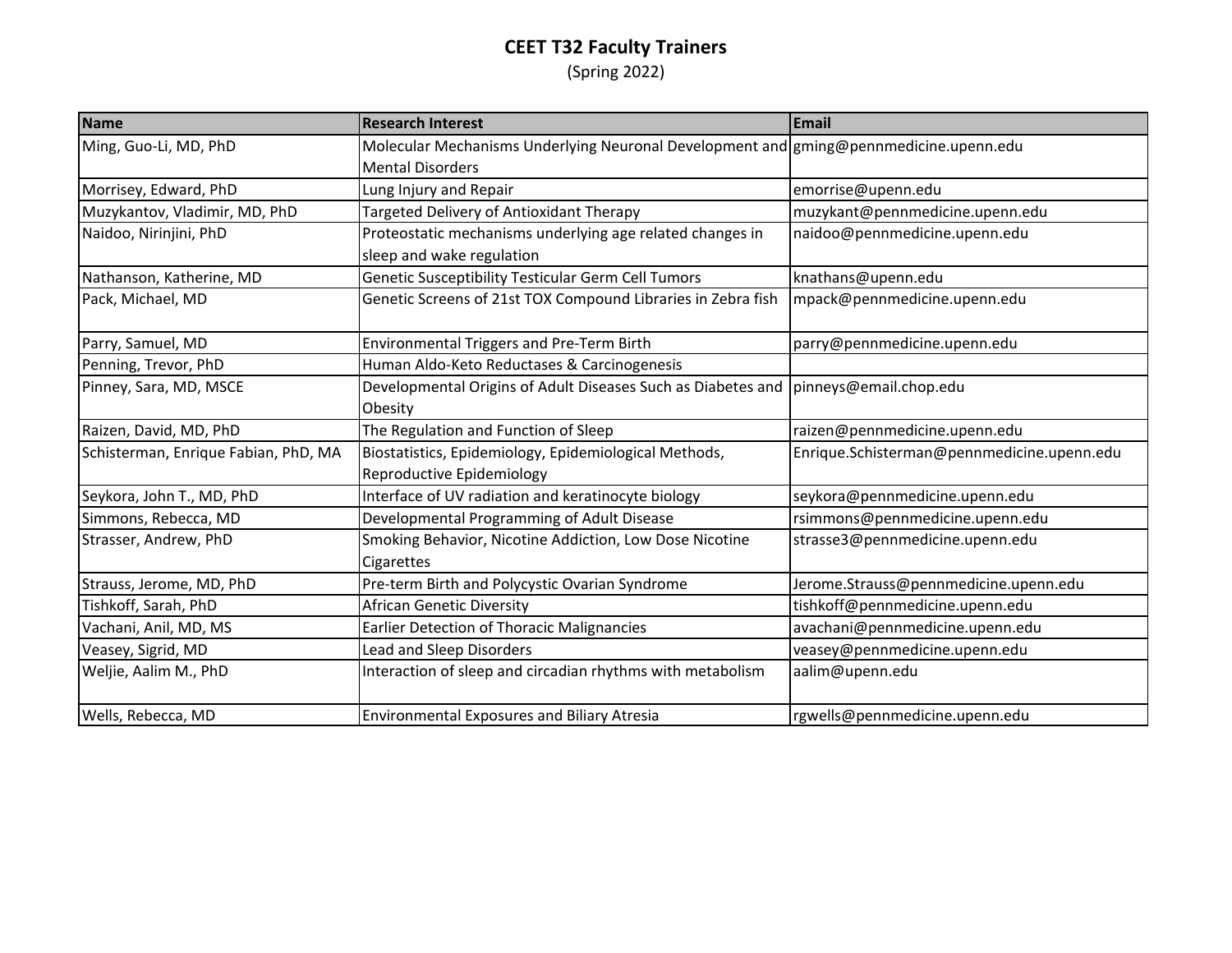**CEET T32 Faculty Trainers**

(Spring 2022)

| Name | Research Interest | Email |
|---|---|---|
| Ming, Guo-Li, MD, PhD | Molecular Mechanisms Underlying Neuronal Development and Mental Disorders | gming@pennmedicine.upenn.edu |
| Morrisey, Edward, PhD | Lung Injury and Repair | emorrise@upenn.edu |
| Muzykantov, Vladimir, MD, PhD | Targeted Delivery of Antioxidant Therapy | muzykant@pennmedicine.upenn.edu |
| Naidoo, Nirinjini, PhD | Proteostatic mechanisms underlying age related changes in sleep and wake regulation | naidoo@pennmedicine.upenn.edu |
| Nathanson, Katherine, MD | Genetic Susceptibility Testicular Germ Cell Tumors | knathans@upenn.edu |
| Pack, Michael, MD | Genetic Screens of 21st TOX Compound Libraries in Zebra fish | mpack@pennmedicine.upenn.edu |
| Parry, Samuel, MD | Environmental Triggers and Pre-Term Birth | parry@pennmedicine.upenn.edu |
| Penning, Trevor, PhD | Human Aldo-Keto Reductases & Carcinogenesis | |
| Pinney, Sara, MD, MSCE | Developmental Origins of Adult Diseases Such as Diabetes and Obesity | pinneys@email.chop.edu |
| Raizen, David, MD, PhD | The Regulation and Function of Sleep | raizen@pennmedicine.upenn.edu |
| Schisterman, Enrique Fabian, PhD, MA | Biostatistics, Epidemiology, Epidemiological Methods, Reproductive Epidemiology | Enrique.Schisterman@pennmedicine.upenn.edu |
| Seykora, John T., MD, PhD | Interface of UV radiation and keratinocyte biology | seykora@pennmedicine.upenn.edu |
| Simmons, Rebecca, MD | Developmental Programming of Adult Disease | rsimmons@pennmedicine.upenn.edu |
| Strasser, Andrew, PhD | Smoking Behavior, Nicotine Addiction, Low Dose Nicotine Cigarettes | strasse3@pennmedicine.upenn.edu |
| Strauss, Jerome, MD, PhD | Pre-term Birth and Polycystic Ovarian Syndrome | Jerome.Strauss@pennmedicine.upenn.edu |
| Tishkoff, Sarah, PhD | African Genetic Diversity | tishkoff@pennmedicine.upenn.edu |
| Vachani, Anil, MD, MS | Earlier Detection of Thoracic Malignancies | avachani@pennmedicine.upenn.edu |
| Veasey, Sigrid, MD | Lead and Sleep Disorders | veasey@pennmedicine.upenn.edu |
| Weljie, Aalim M., PhD | Interaction of sleep and circadian rhythms with metabolism | aalim@upenn.edu |
| Wells, Rebecca, MD | Environmental Exposures and Biliary Atresia | rgwells@pennmedicine.upenn.edu |